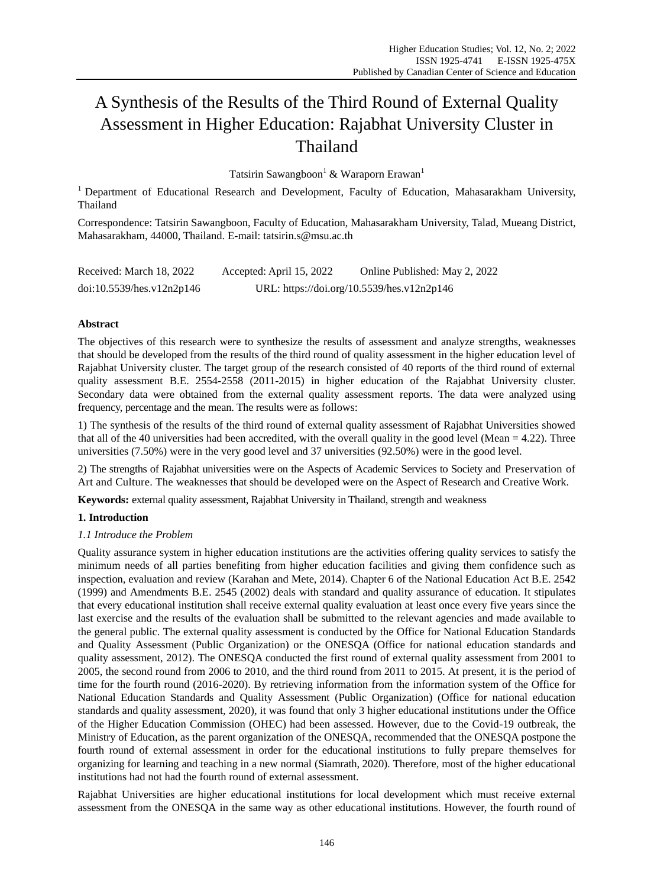# A Synthesis of the Results of the Third Round of External Quality Assessment in Higher Education: Rajabhat University Cluster in Thailand

Tatsirin Sawangboon[1] & Waraporn Erawan[1]

[1] Department of Educational Research and Development, Faculty of Education, Mahasarakham University, Thailand

Correspondence: Tatsirin Sawangboon, Faculty of Education, Mahasarakham University, Talad, Mueang District, Mahasarakham, 44000, Thailand. E-mail: tatsirin.s@msu.ac.th

Received: March 18, 2022 Accepted: April 15, 2022 Online Published: May 2, 2022

doi:10.5539/hes.v12n2p146 URL: https://doi.org/10.5539/hes.v12n2p146

**Abstract**

The objectives of this research were to synthesize the results of assessment and analyze strengths, weaknesses that should be developed from the results of the third round of quality assessment in the higher education level of Rajabhat University cluster. The target group of the research consisted of 40 reports of the third round of external quality assessment B.E. 2554-2558 (2011-2015) in higher education of the Rajabhat University cluster. Secondary data were obtained from the external quality assessment reports. The data were analyzed using frequency, percentage and the mean. The results were as follows:

1) The synthesis of the results of the third round of external quality assessment of Rajabhat Universities showed that all of the 40 universities had been accredited, with the overall quality in the good level (Mean = 4.22). Three universities (7.50%) were in the very good level and 37 universities (92.50%) were in the good level.

2) The strengths of Rajabhat universities were on the Aspects of Academic Services to Society and Preservation of Art and Culture. The weaknesses that should be developed were on the Aspect of Research and Creative Work.

**Keywords:** external quality assessment, Rajabhat University in Thailand, strength and weakness

## 1. Introduction

### *1.1 Introduce the Problem*

Quality assurance system in higher education institutions are the activities offering quality services to satisfy the minimum needs of all parties benefiting from higher education facilities and giving them confidence such as inspection, evaluation and review (Karahan and Mete, 2014). Chapter 6 of the National Education Act B.E. 2542 (1999) and Amendments B.E. 2545 (2002) deals with standard and quality assurance of education. It stipulates that every educational institution shall receive external quality evaluation at least once every five years since the last exercise and the results of the evaluation shall be submitted to the relevant agencies and made available to the general public. The external quality assessment is conducted by the Office for National Education Standards and Quality Assessment (Public Organization) or the ONESQA (Office for national education standards and quality assessment, 2012). The ONESQA conducted the first round of external quality assessment from 2001 to 2005, the second round from 2006 to 2010, and the third round from 2011 to 2015. At present, it is the period of time for the fourth round (2016-2020). By retrieving information from the information system of the Office for National Education Standards and Quality Assessment (Public Organization) (Office for national education standards and quality assessment, 2020), it was found that only 3 higher educational institutions under the Office of the Higher Education Commission (OHEC) had been assessed. However, due to the Covid-19 outbreak, the Ministry of Education, as the parent organization of the ONESQA, recommended that the ONESQA postpone the fourth round of external assessment in order for the educational institutions to fully prepare themselves for organizing for learning and teaching in a new normal (Siamrath, 2020). Therefore, most of the higher educational institutions had not had the fourth round of external assessment.

Rajabhat Universities are higher educational institutions for local development which must receive external assessment from the ONESQA in the same way as other educational institutions. However, the fourth round of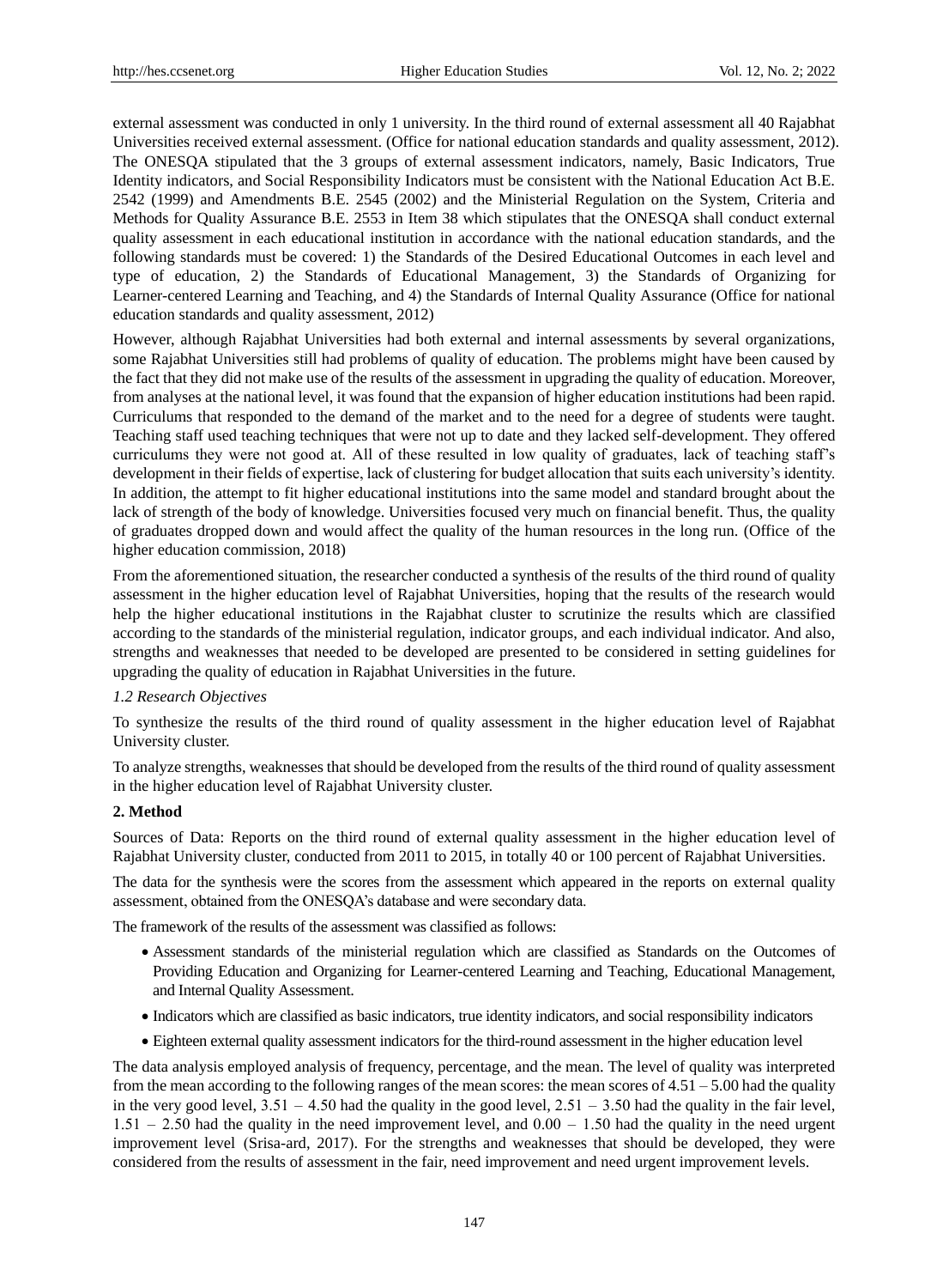external assessment was conducted in only 1 university. In the third round of external assessment all 40 Rajabhat Universities received external assessment. (Office for national education standards and quality assessment, 2012). The ONESQA stipulated that the 3 groups of external assessment indicators, namely, Basic Indicators, True Identity indicators, and Social Responsibility Indicators must be consistent with the National Education Act B.E. 2542 (1999) and Amendments B.E. 2545 (2002) and the Ministerial Regulation on the System, Criteria and Methods for Quality Assurance B.E. 2553 in Item 38 which stipulates that the ONESQA shall conduct external quality assessment in each educational institution in accordance with the national education standards, and the following standards must be covered: 1) the Standards of the Desired Educational Outcomes in each level and type of education, 2) the Standards of Educational Management, 3) the Standards of Organizing for Learner-centered Learning and Teaching, and 4) the Standards of Internal Quality Assurance (Office for national education standards and quality assessment, 2012)

However, although Rajabhat Universities had both external and internal assessments by several organizations, some Rajabhat Universities still had problems of quality of education. The problems might have been caused by the fact that they did not make use of the results of the assessment in upgrading the quality of education. Moreover, from analyses at the national level, it was found that the expansion of higher education institutions had been rapid. Curriculums that responded to the demand of the market and to the need for a degree of students were taught. Teaching staff used teaching techniques that were not up to date and they lacked self-development. They offered curriculums they were not good at. All of these resulted in low quality of graduates, lack of teaching staff's development in their fields of expertise, lack of clustering for budget allocation that suits each university's identity. In addition, the attempt to fit higher educational institutions into the same model and standard brought about the lack of strength of the body of knowledge. Universities focused very much on financial benefit. Thus, the quality of graduates dropped down and would affect the quality of the human resources in the long run. (Office of the higher education commission, 2018)

From the aforementioned situation, the researcher conducted a synthesis of the results of the third round of quality assessment in the higher education level of Rajabhat Universities, hoping that the results of the research would help the higher educational institutions in the Rajabhat cluster to scrutinize the results which are classified according to the standards of the ministerial regulation, indicator groups, and each individual indicator. And also, strengths and weaknesses that needed to be developed are presented to be considered in setting guidelines for upgrading the quality of education in Rajabhat Universities in the future.

### *1.2 Research Objectives*

To synthesize the results of the third round of quality assessment in the higher education level of Rajabhat University cluster.

To analyze strengths, weaknesses that should be developed from the results of the third round of quality assessment in the higher education level of Rajabhat University cluster.

## **2. Method**

Sources of Data: Reports on the third round of external quality assessment in the higher education level of Rajabhat University cluster, conducted from 2011 to 2015, in totally 40 or 100 percent of Rajabhat Universities.

The data for the synthesis were the scores from the assessment which appeared in the reports on external quality assessment, obtained from the ONESQA's database and were secondary data.

The framework of the results of the assessment was classified as follows:

- Assessment standards of the ministerial regulation which are classified as Standards on the Outcomes of Providing Education and Organizing for Learner-centered Learning and Teaching, Educational Management, and Internal Quality Assessment.
- Indicators which are classified as basic indicators, true identity indicators, and social responsibility indicators
- Eighteen external quality assessment indicators for the third-round assessment in the higher education level

The data analysis employed analysis of frequency, percentage, and the mean. The level of quality was interpreted from the mean according to the following ranges of the mean scores: the mean scores of 4.51 – 5.00 had the quality in the very good level, 3.51 – 4.50 had the quality in the good level, 2.51 – 3.50 had the quality in the fair level, 1.51 – 2.50 had the quality in the need improvement level, and 0.00 – 1.50 had the quality in the need urgent improvement level (Srisa-ard, 2017). For the strengths and weaknesses that should be developed, they were considered from the results of assessment in the fair, need improvement and need urgent improvement levels.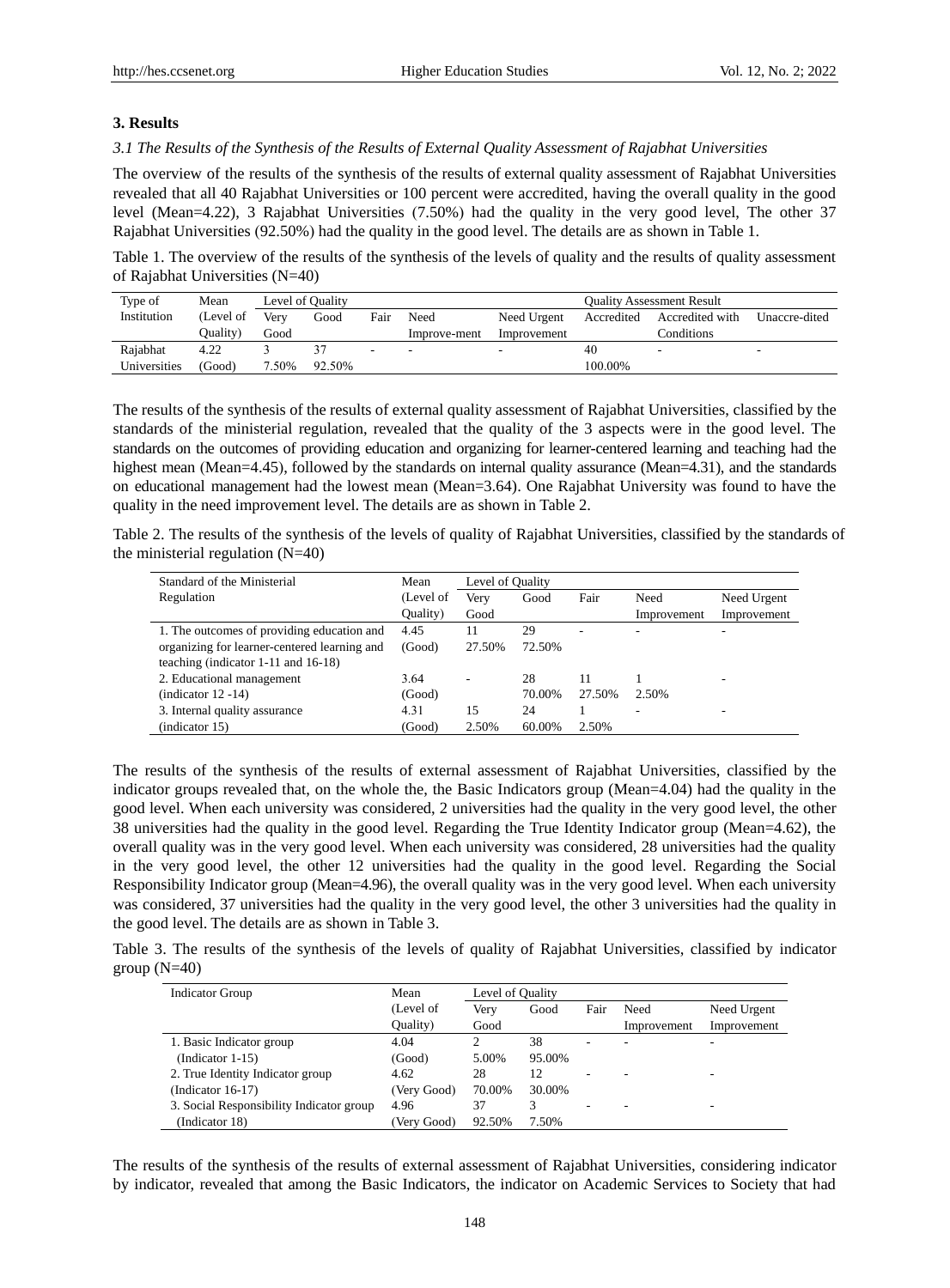## 3. Results

### *3.1 The Results of the Synthesis of the Results of External Quality Assessment of Rajabhat Universities*

The overview of the results of the synthesis of the results of external quality assessment of Rajabhat Universities revealed that all 40 Rajabhat Universities or 100 percent were accredited, having the overall quality in the good level (Mean=4.22), 3 Rajabhat Universities (7.50%) had the quality in the very good level, The other 37 Rajabhat Universities (92.50%) had the quality in the good level. The details are as shown in Table 1.

Table 1. The overview of the results of the synthesis of the levels of quality and the results of quality assessment of Rajabhat Universities (N=40)

| Type of Institution | Mean (Level of Quality) | Level of Quality | | | | | Quality Assessment Result | | |
|---|---|---|---|---|---|---|---|---|---|
| | | Very Good | Good | Fair | Need Improve-ment | Need Urgent Improvement | Accredited | Accredited with Conditions | Unaccre-dited |
| Rajabhat Universities | 4.22 (Good) | 3 7.50% | 37 92.50% | - | - | - | 40 100.00% | - | - |

The results of the synthesis of the results of external quality assessment of Rajabhat Universities, classified by the standards of the ministerial regulation, revealed that the quality of the 3 aspects were in the good level. The standards on the outcomes of providing education and organizing for learner-centered learning and teaching had the highest mean (Mean=4.45), followed by the standards on internal quality assurance (Mean=4.31), and the standards on educational management had the lowest mean (Mean=3.64). One Rajabhat University was found to have the quality in the need improvement level. The details are as shown in Table 2.

Table 2. The results of the synthesis of the levels of quality of Rajabhat Universities, classified by the standards of the ministerial regulation (N=40)

| Standard of the Ministerial Regulation | Mean (Level of Quality) | Level of Quality | | | | |
|---|---|---|---|---|---|---|
| | | Very Good | Good | Fair | Need Improvement | Need Urgent Improvement |
| 1. The outcomes of providing education and organizing for learner-centered learning and teaching (indicator 1-11 and 16-18) | 4.45 (Good) | 11 27.50% | 29 72.50% | - | - | - |
| 2. Educational management (indicator 12 -14) | 3.64 (Good) | - | 28 70.00% | 11 27.50% | 1 2.50% | - |
| 3. Internal quality assurance (indicator 15) | 4.31 (Good) | 15 2.50% | 24 60.00% | 1 2.50% | - | - |

The results of the synthesis of the results of external assessment of Rajabhat Universities, classified by the indicator groups revealed that, on the whole the, the Basic Indicators group (Mean=4.04) had the quality in the good level. When each university was considered, 2 universities had the quality in the very good level, the other 38 universities had the quality in the good level. Regarding the True Identity Indicator group (Mean=4.62), the overall quality was in the very good level. When each university was considered, 28 universities had the quality in the very good level, the other 12 universities had the quality in the good level. Regarding the Social Responsibility Indicator group (Mean=4.96), the overall quality was in the very good level. When each university was considered, 37 universities had the quality in the very good level, the other 3 universities had the quality in the good level. The details are as shown in Table 3.

Table 3. The results of the synthesis of the levels of quality of Rajabhat Universities, classified by indicator group (N=40)

| Indicator Group | Mean (Level of Quality) | Level of Quality | | | | |
|---|---|---|---|---|---|---|
| | | Very Good | Good | Fair | Need Improvement | Need Urgent Improvement |
| 1. Basic Indicator group (Indicator 1-15) | 4.04 (Good) | 2 5.00% | 38 95.00% | - | - | - |
| 2. True Identity Indicator group (Indicator 16-17) | 4.62 (Very Good) | 28 70.00% | 12 30.00% | - | - | - |
| 3. Social Responsibility Indicator group (Indicator 18) | 4.96 (Very Good) | 37 92.50% | 3 7.50% | - | - | - |

The results of the synthesis of the results of external assessment of Rajabhat Universities, considering indicator by indicator, revealed that among the Basic Indicators, the indicator on Academic Services to Society that had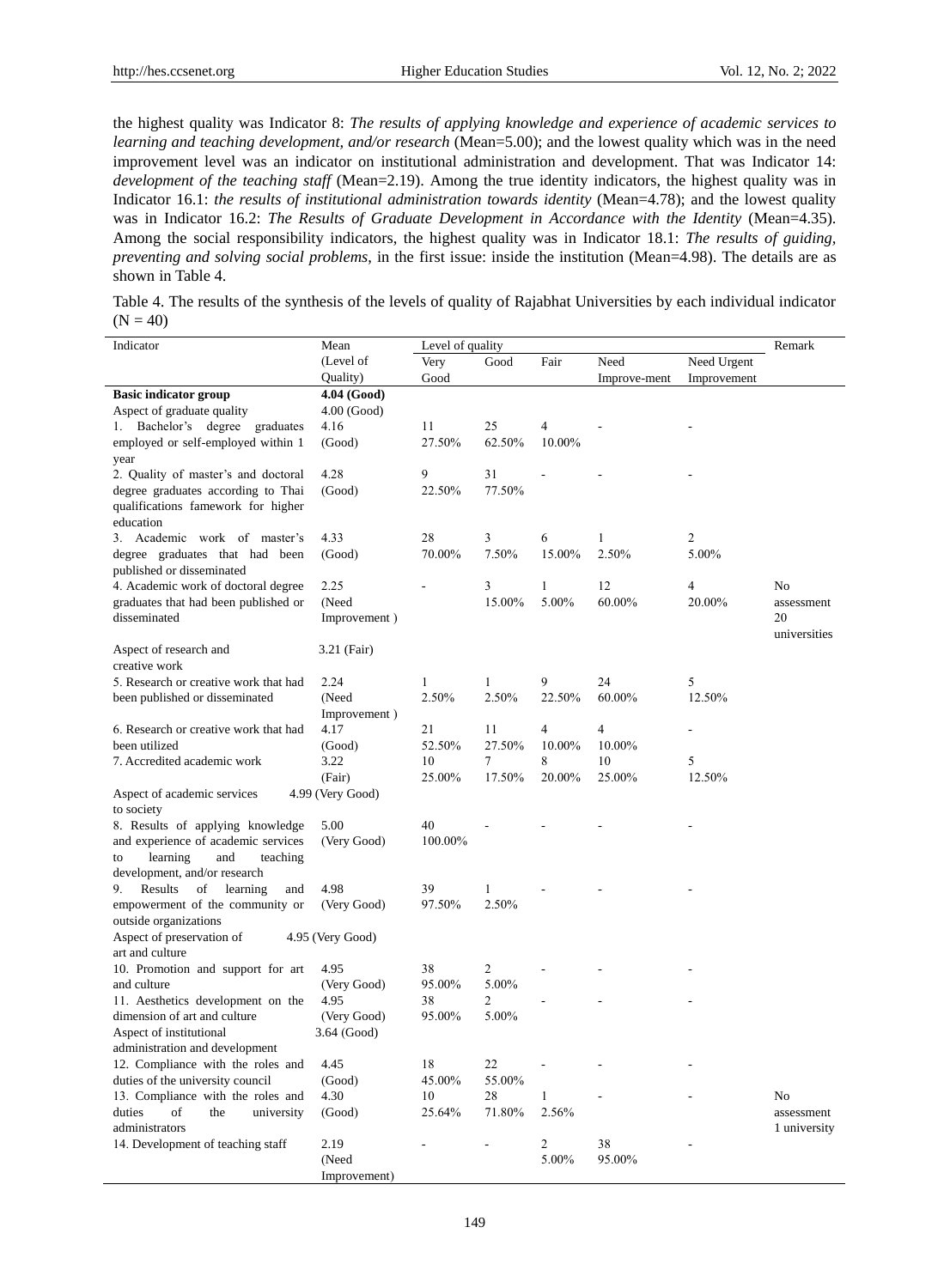the highest quality was Indicator 8: *The results of applying knowledge and experience of academic services to learning and teaching development, and/or research* (Mean=5.00); and the lowest quality which was in the need improvement level was an indicator on institutional administration and development. That was Indicator 14: *development of the teaching staff* (Mean=2.19). Among the true identity indicators, the highest quality was in Indicator 16.1: *the results of institutional administration towards identity* (Mean=4.78); and the lowest quality was in Indicator 16.2: *The Results of Graduate Development in Accordance with the Identity* (Mean=4.35). Among the social responsibility indicators, the highest quality was in Indicator 18.1: *The results of guiding, preventing and solving social problems*, in the first issue: inside the institution (Mean=4.98). The details are as shown in Table 4.

Table 4. The results of the synthesis of the levels of quality of Rajabhat Universities by each individual indicator (N = 40)

| Indicator | Mean (Level of Quality) | Level of quality | | | | | Remark |
|---|---|---|---|---|---|---|---|
| | | Very Good | Good | Fair | Need Improve-ment | Need Urgent Improvement | |
| **Basic indicator group** | **4.04 (Good)** | | | | | | |
| Aspect of graduate quality | 4.00 (Good) | | | | | | |
| 1. Bachelor's degree graduates employed or self-employed within 1 year | 4.16 (Good) | 11 27.50% | 25 62.50% | 4 10.00% | - | - | |
| 2. Quality of master's and doctoral degree graduates according to Thai qualifications famework for higher education | 4.28 (Good) | 9 22.50% | 31 77.50% | - | - | - | |
| 3. Academic work of master's degree graduates that had been published or disseminated | 4.33 (Good) | 28 70.00% | 3 7.50% | 6 15.00% | 1 2.50% | 2 5.00% | |
| 4. Academic work of doctoral degree graduates that had been published or disseminated | 2.25 (Need Improvement ) | - | 3 15.00% | 1 5.00% | 12 60.00% | 4 20.00% | No assessment 20 universities |
| Aspect of research and creative work | 3.21 (Fair) | | | | | | |
| 5. Research or creative work that had been published or disseminated | 2.24 (Need Improvement ) | 1 2.50% | 1 2.50% | 9 22.50% | 24 60.00% | 5 12.50% | |
| 6. Research or creative work that had been utilized | 4.17 (Good) | 21 52.50% | 11 27.50% | 4 10.00% | 4 10.00% | - | |
| 7. Accredited academic work | 3.22 (Fair) | 10 25.00% | 7 17.50% | 8 20.00% | 10 25.00% | 5 12.50% | |
| Aspect of academic services to society | 4.99 (Very Good) | | | | | | |
| 8. Results of applying knowledge and experience of academic services to learning and teaching development, and/or research | 5.00 (Very Good) | 40 100.00% | - | - | - | - | |
| 9. Results of learning and empowerment of the community or outside organizations | 4.98 (Very Good) | 39 97.50% | 1 2.50% | - | - | - | |
| Aspect of preservation of art and culture | 4.95 (Very Good) | | | | | | |
| 10. Promotion and support for art and culture | 4.95 (Very Good) | 38 95.00% | 2 5.00% | - | - | - | |
| 11. Aesthetics development on the dimension of art and culture | 4.95 (Very Good) | 38 95.00% | 2 5.00% | - | - | - | |
| Aspect of institutional administration and development | 3.64 (Good) | | | | | | |
| 12. Compliance with the roles and duties of the university council | 4.45 (Good) | 18 45.00% | 22 55.00% | - | - | - | |
| 13. Compliance with the roles and duties of the university administrators | 4.30 (Good) | 10 25.64% | 28 71.80% | 1 2.56% | - | - | No assessment 1 university |
| 14. Development of teaching staff | 2.19 (Need Improvement) | - | - | 2 5.00% | 38 95.00% | - | |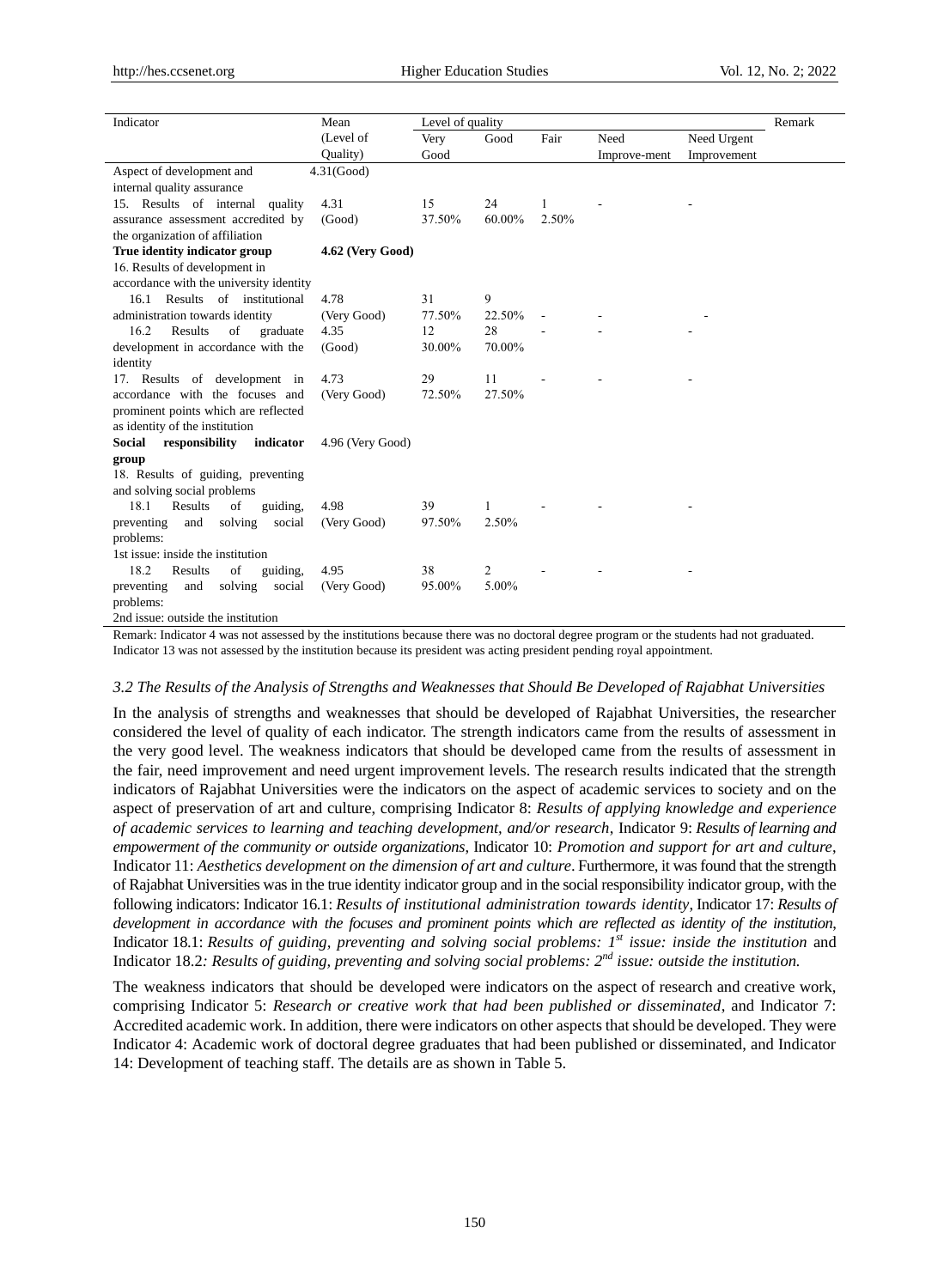| Indicator | Mean (Level of Quality) | Level of quality | | | | | Remark |
|---|---|---|---|---|---|---|---|
| | | Very Good | Good | Fair | Need Improve-ment | Need Urgent Improvement | |
| Aspect of development and internal quality assurance | 4.31(Good) | | | | | | |
| 15. Results of internal quality assurance assessment accredited by the organization of affiliation | 4.31 (Good) | 15 37.50% | 24 60.00% | 1 2.50% | - | - | |
| **True identity indicator group** | **4.62 (Very Good)** | | | | | | |
| 16. Results of development in accordance with the university identity | | | | | | | |
| 16.1 Results of institutional administration towards identity | 4.78 (Very Good) | 31 77.50% | 9 22.50% | - | - | - | |
| 16.2 Results of graduate development in accordance with the identity | 4.35 (Good) | 12 30.00% | 28 70.00% | - | - | - | |
| 17. Results of development in accordance with the focuses and prominent points which are reflected as identity of the institution | 4.73 (Very Good) | 29 72.50% | 11 27.50% | - | - | - | |
| **Social responsibility indicator group** | 4.96 (Very Good) | | | | | | |
| 18. Results of guiding, preventing and solving social problems | | | | | | | |
| 18.1 Results of guiding, preventing and solving social problems: 1st issue: inside the institution | 4.98 (Very Good) | 39 97.50% | 1 2.50% | - | - | - | |
| 18.2 Results of guiding, preventing and solving social problems: 2nd issue: outside the institution | 4.95 (Very Good) | 38 95.00% | 2 5.00% | - | - | - | |

Remark: Indicator 4 was not assessed by the institutions because there was no doctoral degree program or the students had not graduated. Indicator 13 was not assessed by the institution because its president was acting president pending royal appointment.

### *3.2 The Results of the Analysis of Strengths and Weaknesses that Should Be Developed of Rajabhat Universities*

In the analysis of strengths and weaknesses that should be developed of Rajabhat Universities, the researcher considered the level of quality of each indicator. The strength indicators came from the results of assessment in the very good level. The weakness indicators that should be developed came from the results of assessment in the fair, need improvement and need urgent improvement levels. The research results indicated that the strength indicators of Rajabhat Universities were the indicators on the aspect of academic services to society and on the aspect of preservation of art and culture, comprising Indicator 8: *Results of applying knowledge and experience of academic services to learning and teaching development, and/or research*, Indicator 9: *Results of learning and empowerment of the community or outside organizations*, Indicator 10: *Promotion and support for art and culture*, Indicator 11: *Aesthetics development on the dimension of art and culture*. Furthermore, it was found that the strength of Rajabhat Universities was in the true identity indicator group and in the social responsibility indicator group, with the following indicators: Indicator 16.1: *Results of institutional administration towards identity*, Indicator 17: *Results of development in accordance with the focuses and prominent points which are reflected as identity of the institution*, Indicator 18.1: *Results of guiding, preventing and solving social problems: 1st issue: inside the institution* and Indicator 18.2*: Results of guiding, preventing and solving social problems: 2nd issue: outside the institution.*

The weakness indicators that should be developed were indicators on the aspect of research and creative work, comprising Indicator 5: *Research or creative work that had been published or disseminated*, and Indicator 7: Accredited academic work. In addition, there were indicators on other aspects that should be developed. They were Indicator 4: Academic work of doctoral degree graduates that had been published or disseminated, and Indicator 14: Development of teaching staff. The details are as shown in Table 5.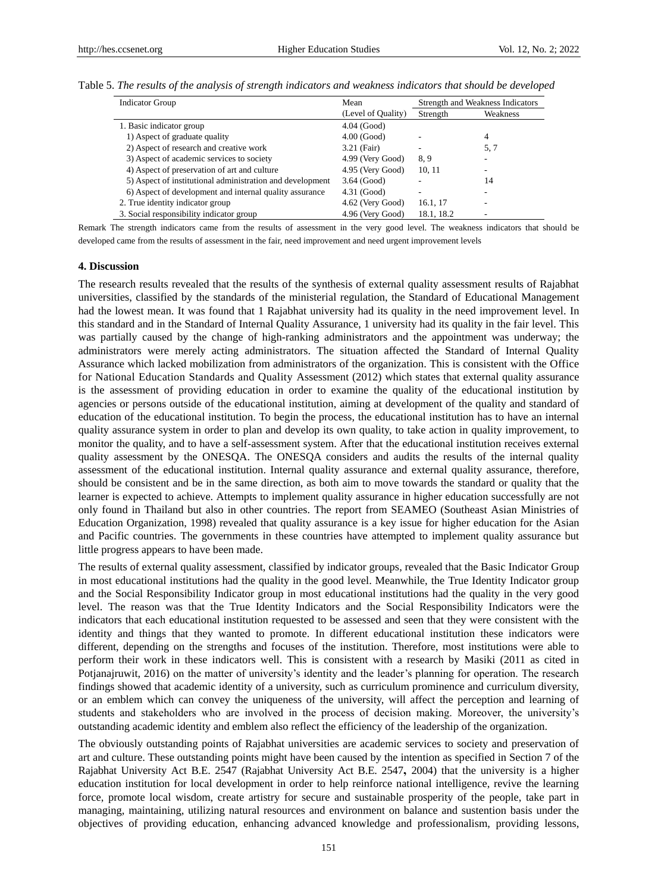Table 5. *The results of the analysis of strength indicators and weakness indicators that should be developed*

| Indicator Group | Mean | Strength and Weakness Indicators | |
|---|---|---|---|
| | (Level of Quality) | Strength | Weakness |
| 1. Basic indicator group | 4.04 (Good) | | |
| 1) Aspect of graduate quality | 4.00 (Good) | - | 4 |
| 2) Aspect of research and creative work | 3.21 (Fair) | - | 5, 7 |
| 3) Aspect of academic services to society | 4.99 (Very Good) | 8, 9 | - |
| 4) Aspect of preservation of art and culture | 4.95 (Very Good) | 10, 11 | - |
| 5) Aspect of institutional administration and development | 3.64 (Good) | - | 14 |
| 6) Aspect of development and internal quality assurance | 4.31 (Good) | - | - |
| 2. True identity indicator group | 4.62 (Very Good) | 16.1, 17 | - |
| 3. Social responsibility indicator group | 4.96 (Very Good) | 18.1, 18.2 | - |

Remark The strength indicators came from the results of assessment in the very good level. The weakness indicators that should be developed came from the results of assessment in the fair, need improvement and need urgent improvement levels

### 4. Discussion

The research results revealed that the results of the synthesis of external quality assessment results of Rajabhat universities, classified by the standards of the ministerial regulation, the Standard of Educational Management had the lowest mean. It was found that 1 Rajabhat university had its quality in the need improvement level. In this standard and in the Standard of Internal Quality Assurance, 1 university had its quality in the fair level. This was partially caused by the change of high-ranking administrators and the appointment was underway; the administrators were merely acting administrators. The situation affected the Standard of Internal Quality Assurance which lacked mobilization from administrators of the organization. This is consistent with the Office for National Education Standards and Quality Assessment (2012) which states that external quality assurance is the assessment of providing education in order to examine the quality of the educational institution by agencies or persons outside of the educational institution, aiming at development of the quality and standard of education of the educational institution. To begin the process, the educational institution has to have an internal quality assurance system in order to plan and develop its own quality, to take action in quality improvement, to monitor the quality, and to have a self-assessment system. After that the educational institution receives external quality assessment by the ONESQA. The ONESQA considers and audits the results of the internal quality assessment of the educational institution. Internal quality assurance and external quality assurance, therefore, should be consistent and be in the same direction, as both aim to move towards the standard or quality that the learner is expected to achieve. Attempts to implement quality assurance in higher education successfully are not only found in Thailand but also in other countries. The report from SEAMEO (Southeast Asian Ministries of Education Organization, 1998) revealed that quality assurance is a key issue for higher education for the Asian and Pacific countries. The governments in these countries have attempted to implement quality assurance but little progress appears to have been made.

The results of external quality assessment, classified by indicator groups, revealed that the Basic Indicator Group in most educational institutions had the quality in the good level. Meanwhile, the True Identity Indicator group and the Social Responsibility Indicator group in most educational institutions had the quality in the very good level. The reason was that the True Identity Indicators and the Social Responsibility Indicators were the indicators that each educational institution requested to be assessed and seen that they were consistent with the identity and things that they wanted to promote. In different educational institution these indicators were different, depending on the strengths and focuses of the institution. Therefore, most institutions were able to perform their work in these indicators well. This is consistent with a research by Masiki (2011 as cited in Potjanajruwit, 2016) on the matter of university's identity and the leader's planning for operation. The research findings showed that academic identity of a university, such as curriculum prominence and curriculum diversity, or an emblem which can convey the uniqueness of the university, will affect the perception and learning of students and stakeholders who are involved in the process of decision making. Moreover, the university's outstanding academic identity and emblem also reflect the efficiency of the leadership of the organization.

The obviously outstanding points of Rajabhat universities are academic services to society and preservation of art and culture. These outstanding points might have been caused by the intention as specified in Section 7 of the Rajabhat University Act B.E. 2547 (Rajabhat University Act B.E. 2547**,** 2004) that the university is a higher education institution for local development in order to help reinforce national intelligence, revive the learning force, promote local wisdom, create artistry for secure and sustainable prosperity of the people, take part in managing, maintaining, utilizing natural resources and environment on balance and sustention basis under the objectives of providing education, enhancing advanced knowledge and professionalism, providing lessons,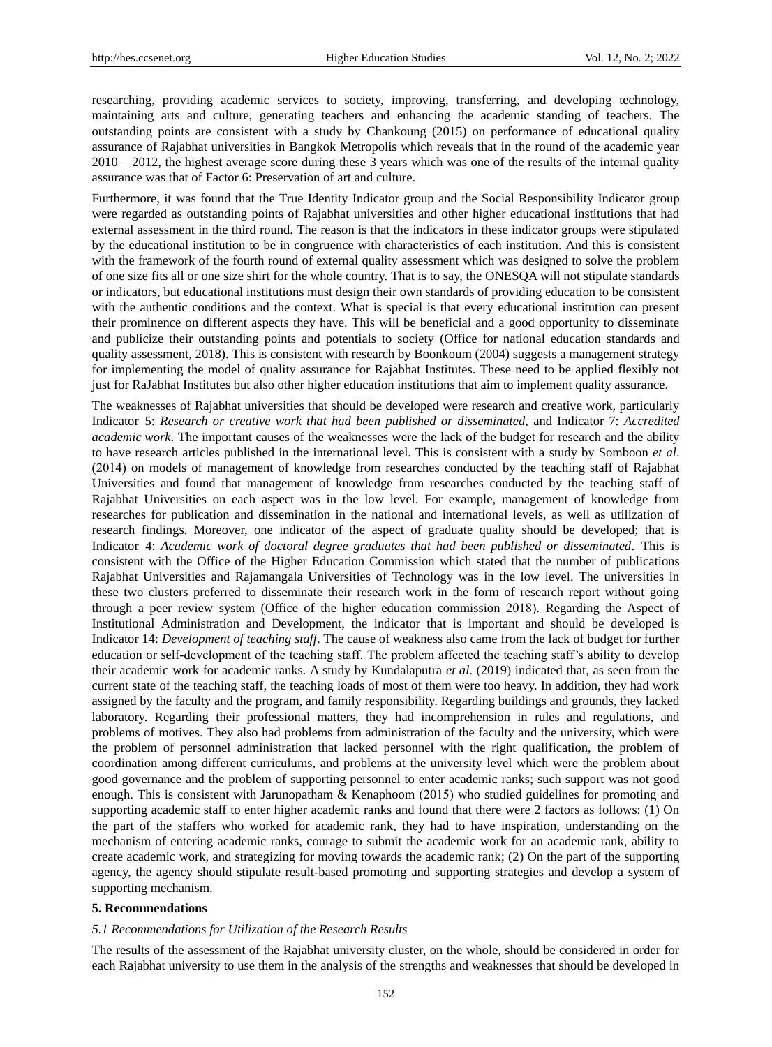researching, providing academic services to society, improving, transferring, and developing technology, maintaining arts and culture, generating teachers and enhancing the academic standing of teachers. The outstanding points are consistent with a study by Chankoung (2015) on performance of educational quality assurance of Rajabhat universities in Bangkok Metropolis which reveals that in the round of the academic year 2010 – 2012, the highest average score during these 3 years which was one of the results of the internal quality assurance was that of Factor 6: Preservation of art and culture.

Furthermore, it was found that the True Identity Indicator group and the Social Responsibility Indicator group were regarded as outstanding points of Rajabhat universities and other higher educational institutions that had external assessment in the third round. The reason is that the indicators in these indicator groups were stipulated by the educational institution to be in congruence with characteristics of each institution. And this is consistent with the framework of the fourth round of external quality assessment which was designed to solve the problem of one size fits all or one size shirt for the whole country. That is to say, the ONESQA will not stipulate standards or indicators, but educational institutions must design their own standards of providing education to be consistent with the authentic conditions and the context. What is special is that every educational institution can present their prominence on different aspects they have. This will be beneficial and a good opportunity to disseminate and publicize their outstanding points and potentials to society (Office for national education standards and quality assessment, 2018). This is consistent with research by Boonkoum (2004) suggests a management strategy for implementing the model of quality assurance for Rajabhat Institutes. These need to be applied flexibly not just for RaJabhat Institutes but also other higher education institutions that aim to implement quality assurance.

The weaknesses of Rajabhat universities that should be developed were research and creative work, particularly Indicator 5: *Research or creative work that had been published or disseminated*, and Indicator 7: *Accredited academic work*. The important causes of the weaknesses were the lack of the budget for research and the ability to have research articles published in the international level. This is consistent with a study by Somboon *et al*. (2014) on models of management of knowledge from researches conducted by the teaching staff of Rajabhat Universities and found that management of knowledge from researches conducted by the teaching staff of Rajabhat Universities on each aspect was in the low level. For example, management of knowledge from researches for publication and dissemination in the national and international levels, as well as utilization of research findings. Moreover, one indicator of the aspect of graduate quality should be developed; that is Indicator 4: *Academic work of doctoral degree graduates that had been published or disseminated*. This is consistent with the Office of the Higher Education Commission which stated that the number of publications Rajabhat Universities and Rajamangala Universities of Technology was in the low level. The universities in these two clusters preferred to disseminate their research work in the form of research report without going through a peer review system (Office of the higher education commission 2018). Regarding the Aspect of Institutional Administration and Development, the indicator that is important and should be developed is Indicator 14: *Development of teaching staff*. The cause of weakness also came from the lack of budget for further education or self-development of the teaching staff. The problem affected the teaching staff's ability to develop their academic work for academic ranks. A study by Kundalaputra *et al*. (2019) indicated that, as seen from the current state of the teaching staff, the teaching loads of most of them were too heavy. In addition, they had work assigned by the faculty and the program, and family responsibility. Regarding buildings and grounds, they lacked laboratory. Regarding their professional matters, they had incomprehension in rules and regulations, and problems of motives. They also had problems from administration of the faculty and the university, which were the problem of personnel administration that lacked personnel with the right qualification, the problem of coordination among different curriculums, and problems at the university level which were the problem about good governance and the problem of supporting personnel to enter academic ranks; such support was not good enough. This is consistent with Jarunopatham & Kenaphoom (2015) who studied guidelines for promoting and supporting academic staff to enter higher academic ranks and found that there were 2 factors as follows: (1) On the part of the staffers who worked for academic rank, they had to have inspiration, understanding on the mechanism of entering academic ranks, courage to submit the academic work for an academic rank, ability to create academic work, and strategizing for moving towards the academic rank; (2) On the part of the supporting agency, the agency should stipulate result-based promoting and supporting strategies and develop a system of supporting mechanism.

## 5. Recommendations

### *5.1 Recommendations for Utilization of the Research Results*

The results of the assessment of the Rajabhat university cluster, on the whole, should be considered in order for each Rajabhat university to use them in the analysis of the strengths and weaknesses that should be developed in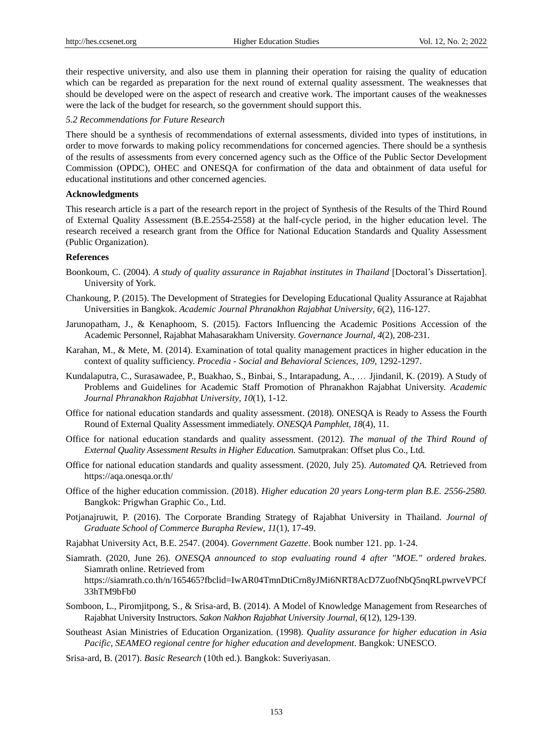their respective university, and also use them in planning their operation for raising the quality of education which can be regarded as preparation for the next round of external quality assessment. The weaknesses that should be developed were on the aspect of research and creative work. The important causes of the weaknesses were the lack of the budget for research, so the government should support this.

### *5.2 Recommendations for Future Research*

There should be a synthesis of recommendations of external assessments, divided into types of institutions, in order to move forwards to making policy recommendations for concerned agencies. There should be a synthesis of the results of assessments from every concerned agency such as the Office of the Public Sector Development Commission (OPDC), OHEC and ONESQA for confirmation of the data and obtainment of data useful for educational institutions and other concerned agencies.

## Acknowledgments

This research article is a part of the research report in the project of Synthesis of the Results of the Third Round of External Quality Assessment (B.E.2554-2558) at the half-cycle period, in the higher education level. The research received a research grant from the Office for National Education Standards and Quality Assessment (Public Organization).

## References

Boonkoum, C. (2004). *A study of quality assurance in Rajabhat institutes in Thailand* [Doctoral's Dissertation]. University of York.

Chankoung, P. (2015). The Development of Strategies for Developing Educational Quality Assurance at Rajabhat Universities in Bangkok. *Academic Journal Phranakhon Rajabhat University, 6*(2), 116-127.

Jarunopatham, J., & Kenaphoom, S. (2015). Factors Influencing the Academic Positions Accession of the Academic Personnel, Rajabhat Mahasarakham University. *Governance Journal, 4*(2), 208-231.

Karahan, M., & Mete, M. (2014). Examination of total quality management practices in higher education in the context of quality sufficiency. *Procedia - Social and Behavioral Sciences, 109*, 1292-1297.

Kundalaputra, C., Surasawadee, P., Buakhao, S., Binbai, S., Intarapadung, A., … Jjindanil, K. (2019). A Study of Problems and Guidelines for Academic Staff Promotion of Phranakhon Rajabhat University. *Academic Journal Phranakhon Rajabhat University, 10*(1), 1-12.

Office for national education standards and quality assessment. (2018). ONESQA is Ready to Assess the Fourth Round of External Quality Assessment immediately. *ONESQA Pamphlet, 18*(4), 11.

Office for national education standards and quality assessment. (2012). *The manual of the Third Round of External Quality Assessment Results in Higher Education.* Samutprakan: Offset plus Co., Ltd.

Office for national education standards and quality assessment. (2020, July 25). *Automated QA.* Retrieved from https://aqa.onesqa.or.th/

Office of the higher education commission. (2018). *Higher education 20 years Long-term plan B.E. 2556-2580.* Bangkok: Prigwhan Graphic Co., Ltd.

Potjanajruwit, P. (2016). The Corporate Branding Strategy of Rajabhat University in Thailand. *Journal of Graduate School of Commerce Burapha Review, 11*(1), 17-49.

Rajabhat University Act, B.E. 2547. (2004). *Government Gazette*. Book number 121. pp. 1-24.

Siamrath. (2020, June 26). *ONESQA announced to stop evaluating round 4 after "MOE." ordered brakes.* Siamrath online. Retrieved from https://siamrath.co.th/n/165465?fbclid=IwAR04TmnDtiCrn8yJMi6NRT8AcD7ZuofNbQ5nqRLpwrveVPCf33hTM9bFb0

Somboon, L., Piromjitpong, S., & Srisa-ard, B. (2014). A Model of Knowledge Management from Researches of Rajabhat University Instructors. *Sakon Nakhon Rajabhat University Journal, 6*(12), 129-139.

Southeast Asian Ministries of Education Organization. (1998). *Quality assurance for higher education in Asia Pacific, SEAMEO regional centre for higher education and development*. Bangkok: UNESCO.

Srisa-ard, B. (2017). *Basic Research* (10th ed.). Bangkok: Suveriyasan.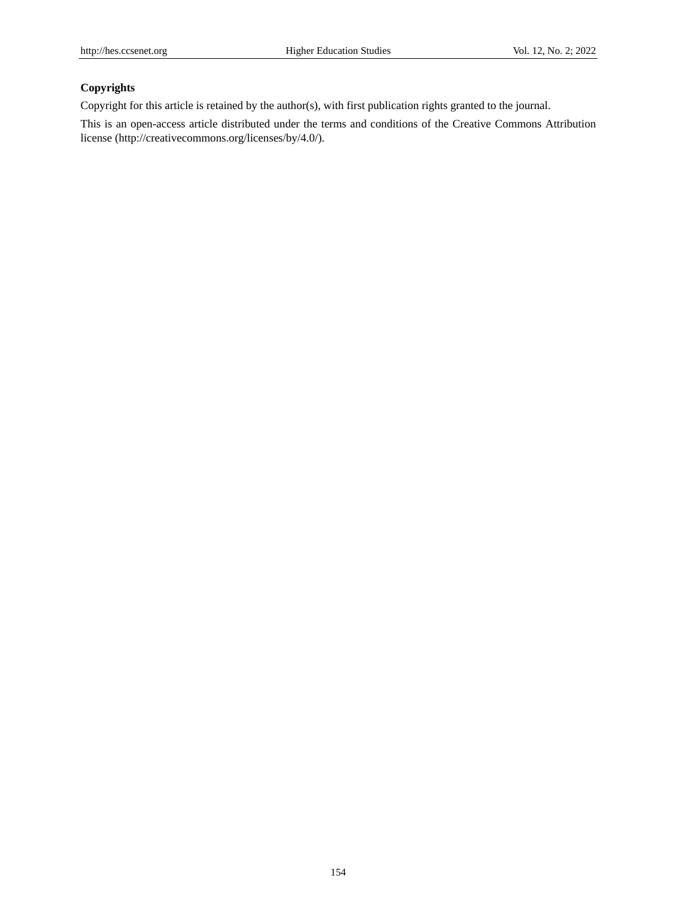**Copyrights**

Copyright for this article is retained by the author(s), with first publication rights granted to the journal.

This is an open-access article distributed under the terms and conditions of the Creative Commons Attribution license (http://creativecommons.org/licenses/by/4.0/).